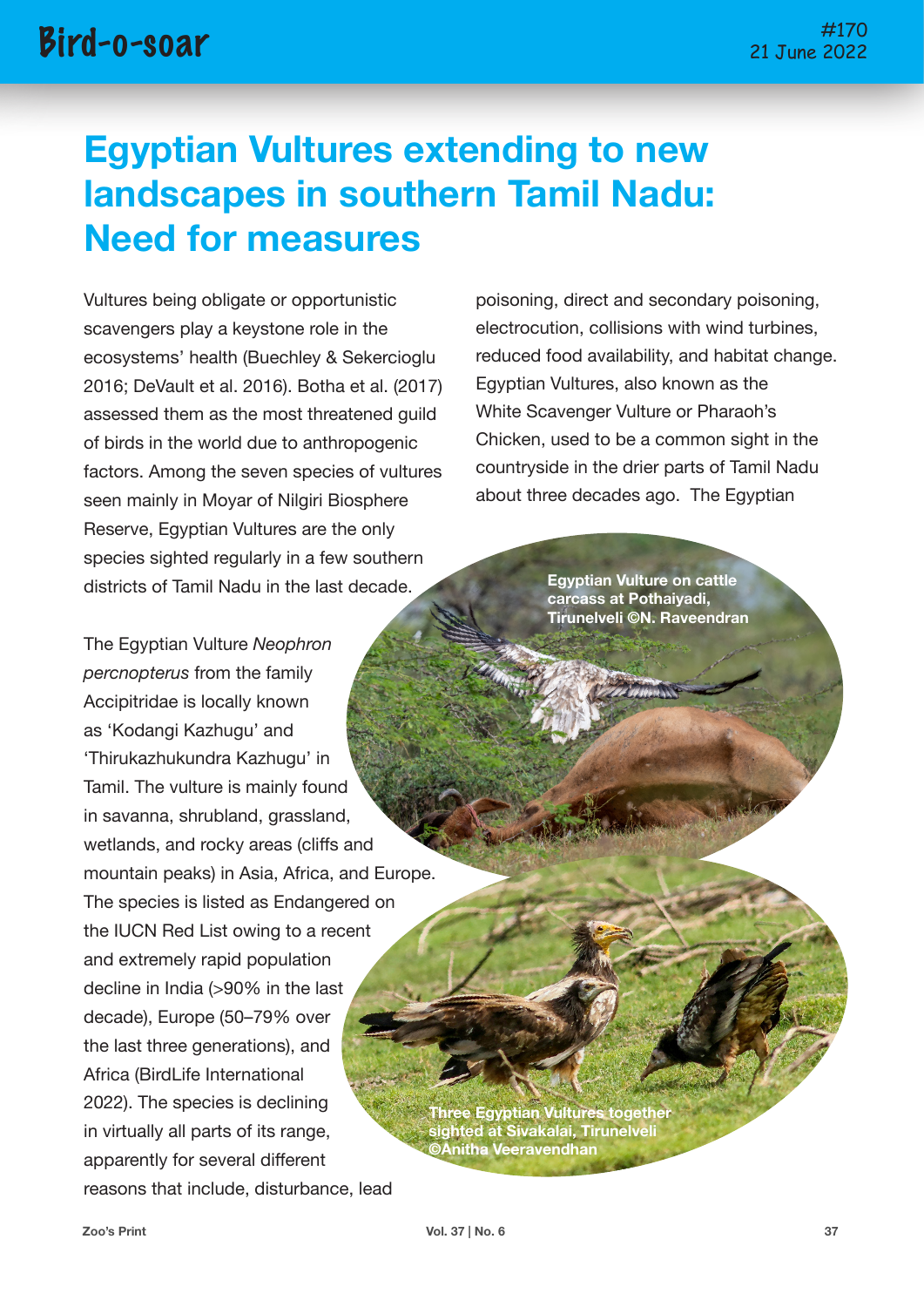# Egyptian Vultures extending to new landscapes in southern Tamil Nadu: Need for measures

Vultures being obligate or opportunistic scavengers play a keystone role in the ecosystems' health (Buechley & Sekercioglu 2016; DeVault et al. 2016). Botha et al. (2017) assessed them as the most threatened guild of birds in the world due to anthropogenic factors. Among the seven species of vultures seen mainly in Moyar of Nilgiri Biosphere Reserve, Egyptian Vultures are the only species sighted regularly in a few southern districts of Tamil Nadu in the last decade.

The Egyptian Vulture *Neophron percnopterus* from the family Accipitridae is locally known as 'Kodangi Kazhugu' and 'Thirukazhukundra Kazhugu' in Tamil. The vulture is mainly found in savanna, shrubland, grassland, wetlands, and rocky areas (cliffs and mountain peaks) in Asia, Africa, and Europe. The species is listed as Endangered on the IUCN Red List owing to a recent and extremely rapid population decline in India (>90% in the last decade), Europe (50–79% over the last three generations), and Africa (BirdLife International 2022). The species is declining in virtually all parts of its range, apparently for several different reasons that include, disturbance, lead poisoning, direct and secondary poisoning, electrocution, collisions with wind turbines, reduced food availability, and habitat change. Egyptian Vultures, also known as the White Scavenger Vulture or Pharaoh's Chicken, used to be a common sight in the countryside in the drier parts of Tamil Nadu about three decades ago. The Egyptian

Egyptian Vulture on cattle carcass at Pothaiyadi, Tirunelveli ©N. Raveendran

Three Egyptian Vultures together sighted at Sivakalai, Tirunelveli ©Anitha Veeravendhan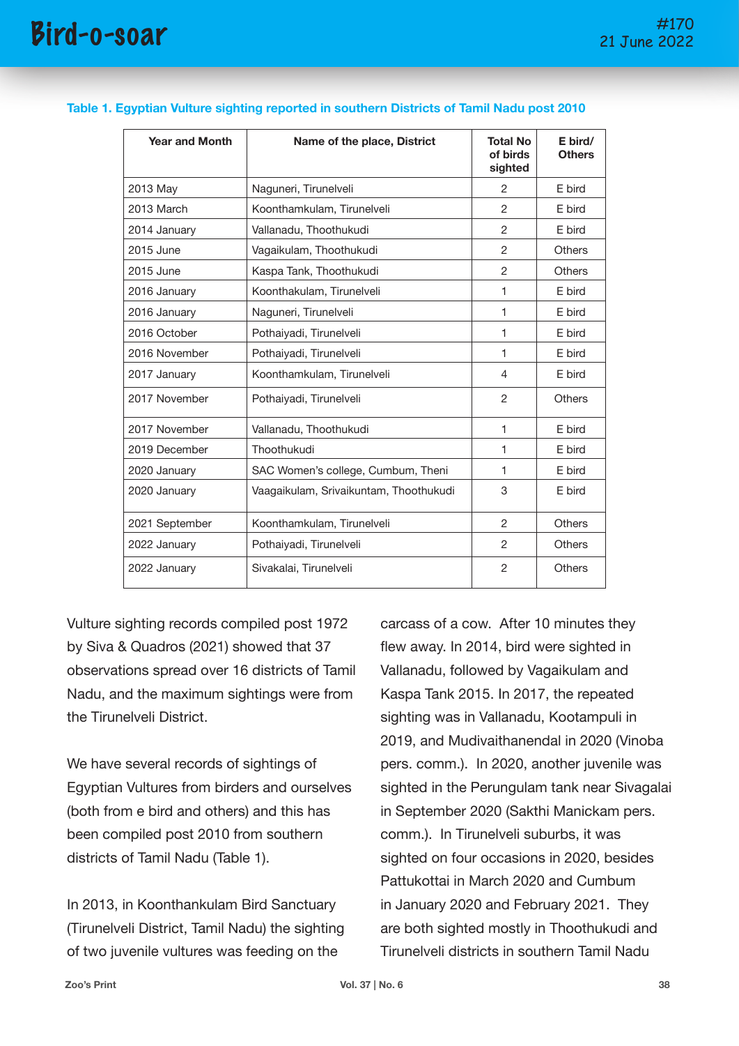**Table 1. Egyptian Vulture sighting reported in southern Districts of Tamil Nadu post 2010**

| Year and Month | Name of the place, District | Total No of birds sighted | E bird/ Others |
|---|---|---|---|
| 2013 May | Naguneri, Tirunelveli | 2 | E bird |
| 2013 March | Koonthamkulam, Tirunelveli | 2 | E bird |
| 2014 January | Vallanadu, Thoothukudi | 2 | E bird |
| 2015 June | Vagaikulam, Thoothukudi | 2 | Others |
| 2015 June | Kaspa Tank, Thoothukudi | 2 | Others |
| 2016 January | Koonthakulam, Tirunelveli | 1 | E bird |
| 2016 January | Naguneri, Tirunelveli | 1 | E bird |
| 2016 October | Pothaiyadi, Tirunelveli | 1 | E bird |
| 2016 November | Pothaiyadi, Tirunelveli | 1 | E bird |
| 2017 January | Koonthamkulam, Tirunelveli | 4 | E bird |
| 2017 November | Pothaiyadi, Tirunelveli | 2 | Others |
| 2017 November | Vallanadu, Thoothukudi | 1 | E bird |
| 2019 December | Thoothukudi | 1 | E bird |
| 2020 January | SAC Women's college, Cumbum, Theni | 1 | E bird |
| 2020 January | Vaagaikulam, Srivaikuntam, Thoothukudi | 3 | E bird |
| 2021 September | Koonthamkulam, Tirunelveli | 2 | Others |
| 2022 January | Pothaiyadi, Tirunelveli | 2 | Others |
| 2022 January | Sivakalai, Tirunelveli | 2 | Others |

Vulture sighting records compiled post 1972 by Siva & Quadros (2021) showed that 37 observations spread over 16 districts of Tamil Nadu, and the maximum sightings were from the Tirunelveli District.

We have several records of sightings of Egyptian Vultures from birders and ourselves (both from e bird and others) and this has been compiled post 2010 from southern districts of Tamil Nadu (Table 1).

In 2013, in Koonthankulam Bird Sanctuary (Tirunelveli District, Tamil Nadu) the sighting of two juvenile vultures was feeding on the carcass of a cow. After 10 minutes they flew away. In 2014, bird were sighted in Vallanadu, followed by Vagaikulam and Kaspa Tank 2015. In 2017, the repeated sighting was in Vallanadu, Kootampuli in 2019, and Mudivaithanendal in 2020 (Vinoba pers. comm.). In 2020, another juvenile was sighted in the Perungulam tank near Sivagalai in September 2020 (Sakthi Manickam pers. comm.). In Tirunelveli suburbs, it was sighted on four occasions in 2020, besides Pattukottai in March 2020 and Cumbum in January 2020 and February 2021. They are both sighted mostly in Thoothukudi and Tirunelveli districts in southern Tamil Nadu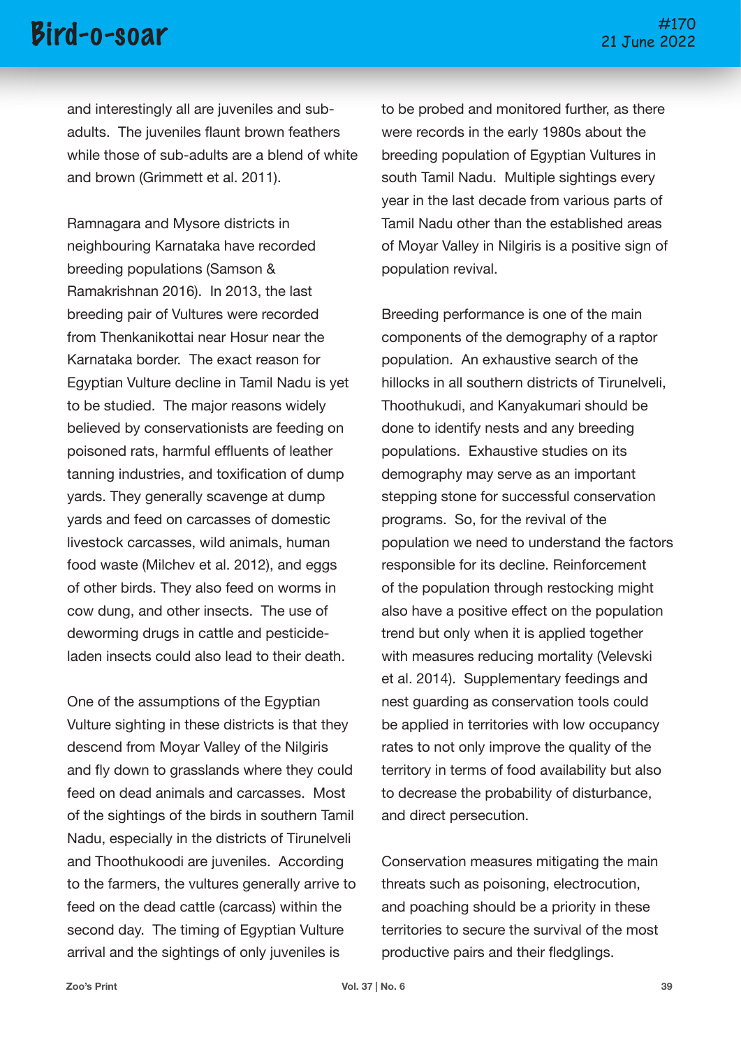and interestingly all are juveniles and sub-adults. The juveniles flaunt brown feathers while those of sub-adults are a blend of white and brown (Grimmett et al. 2011).

Ramnagara and Mysore districts in neighbouring Karnataka have recorded breeding populations (Samson & Ramakrishnan 2016). In 2013, the last breeding pair of Vultures were recorded from Thenkanikottai near Hosur near the Karnataka border. The exact reason for Egyptian Vulture decline in Tamil Nadu is yet to be studied. The major reasons widely believed by conservationists are feeding on poisoned rats, harmful effluents of leather tanning industries, and toxification of dump yards. They generally scavenge at dump yards and feed on carcasses of domestic livestock carcasses, wild animals, human food waste (Milchev et al. 2012), and eggs of other birds. They also feed on worms in cow dung, and other insects. The use of deworming drugs in cattle and pesticide-laden insects could also lead to their death.

One of the assumptions of the Egyptian Vulture sighting in these districts is that they descend from Moyar Valley of the Nilgiris and fly down to grasslands where they could feed on dead animals and carcasses. Most of the sightings of the birds in southern Tamil Nadu, especially in the districts of Tirunelveli and Thoothukoodi are juveniles. According to the farmers, the vultures generally arrive to feed on the dead cattle (carcass) within the second day. The timing of Egyptian Vulture arrival and the sightings of only juveniles is to be probed and monitored further, as there were records in the early 1980s about the breeding population of Egyptian Vultures in south Tamil Nadu. Multiple sightings every year in the last decade from various parts of Tamil Nadu other than the established areas of Moyar Valley in Nilgiris is a positive sign of population revival.

Breeding performance is one of the main components of the demography of a raptor population. An exhaustive search of the hillocks in all southern districts of Tirunelveli, Thoothukudi, and Kanyakumari should be done to identify nests and any breeding populations. Exhaustive studies on its demography may serve as an important stepping stone for successful conservation programs. So, for the revival of the population we need to understand the factors responsible for its decline. Reinforcement of the population through restocking might also have a positive effect on the population trend but only when it is applied together with measures reducing mortality (Velevski et al. 2014). Supplementary feedings and nest guarding as conservation tools could be applied in territories with low occupancy rates to not only improve the quality of the territory in terms of food availability but also to decrease the probability of disturbance, and direct persecution.

Conservation measures mitigating the main threats such as poisoning, electrocution, and poaching should be a priority in these territories to secure the survival of the most productive pairs and their fledglings.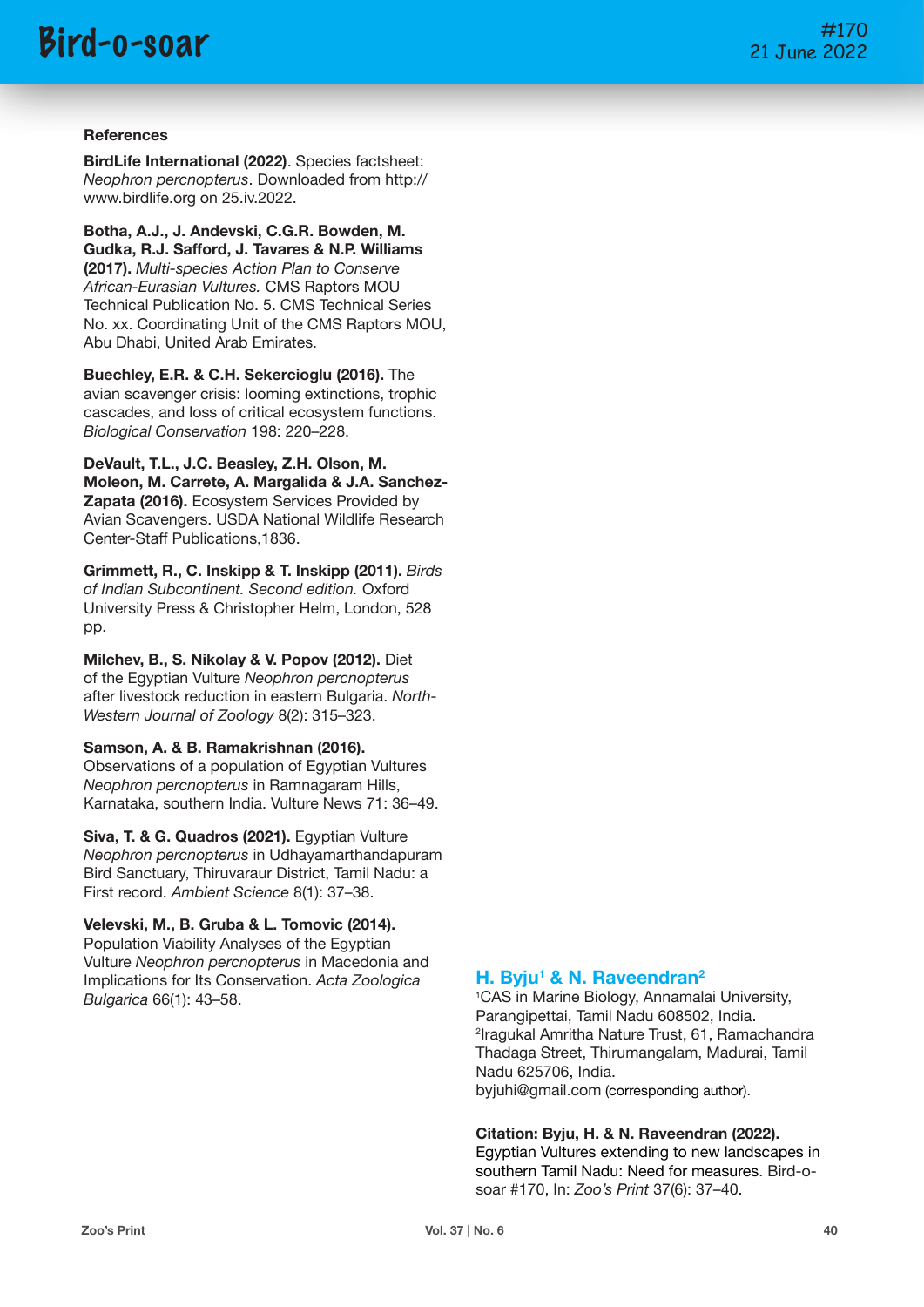## References

**BirdLife International (2022)**. Species factsheet: *Neophron percnopterus*. Downloaded from http://www.birdlife.org on 25.iv.2022.

**Botha, A.J., J. Andevski, C.G.R. Bowden, M. Gudka, R.J. Safford, J. Tavares & N.P. Williams (2017).** *Multi-species Action Plan to Conserve African-Eurasian Vultures.* CMS Raptors MOU Technical Publication No. 5. CMS Technical Series No. xx. Coordinating Unit of the CMS Raptors MOU, Abu Dhabi, United Arab Emirates.

**Buechley, E.R. & C.H. Sekercioglu (2016).** The avian scavenger crisis: looming extinctions, trophic cascades, and loss of critical ecosystem functions. *Biological Conservation* 198: 220–228.

**DeVault, T.L., J.C. Beasley, Z.H. Olson, M. Moleon, M. Carrete, A. Margalida & J.A. Sanchez-Zapata (2016).** Ecosystem Services Provided by Avian Scavengers. USDA National Wildlife Research Center-Staff Publications,1836.

**Grimmett, R., C. Inskipp & T. Inskipp (2011).** *Birds of Indian Subcontinent. Second edition.* Oxford University Press & Christopher Helm, London, 528 pp.

**Milchev, B., S. Nikolay & V. Popov (2012).** Diet of the Egyptian Vulture *Neophron percnopterus* after livestock reduction in eastern Bulgaria. *North-Western Journal of Zoology* 8(2): 315–323.

**Samson, A. & B. Ramakrishnan (2016).** Observations of a population of Egyptian Vultures *Neophron percnopterus* in Ramnagaram Hills, Karnataka, southern India. Vulture News 71: 36–49.

**Siva, T. & G. Quadros (2021).** Egyptian Vulture *Neophron percnopterus* in Udhayamarthandapuram Bird Sanctuary, Thiruvaraur District, Tamil Nadu: a First record. *Ambient Science* 8(1): 37–38.

**Velevski, M., B. Gruba & L. Tomovic (2014).** Population Viability Analyses of the Egyptian Vulture *Neophron percnopterus* in Macedonia and Implications for Its Conservation. *Acta Zoologica Bulgarica* 66(1): 43–58.

**H. Byju[1] & N. Raveendran[2]**

[1]CAS in Marine Biology, Annamalai University, Parangipettai, Tamil Nadu 608502, India.
[2]Iragukal Amritha Nature Trust, 61, Ramachandra Thadaga Street, Thirumangalam, Madurai, Tamil Nadu 625706, India.
byjuhi@gmail.com (corresponding author).

**Citation: Byju, H. & N. Raveendran (2022).** Egyptian Vultures extending to new landscapes in southern Tamil Nadu: Need for measures. Bird-o-soar #170, In: *Zoo's Print* 37(6): 37–40.